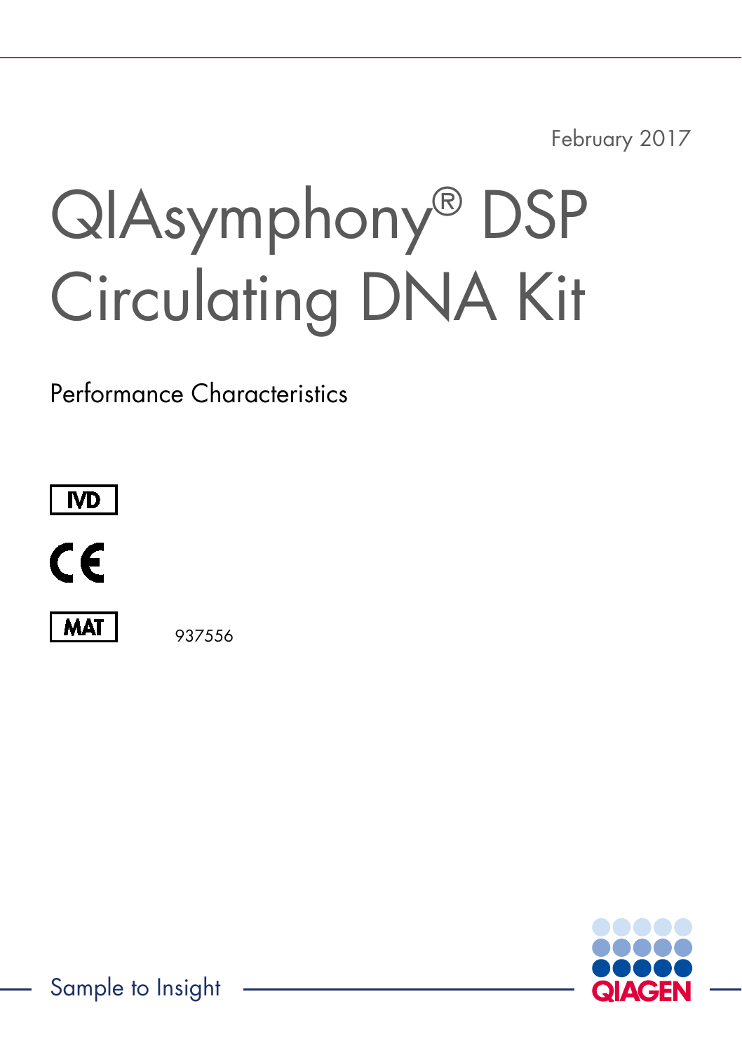February 2017

# QIAsymphony® DSP Circulating DNA Kit

Performance Characteristics

IVD

CE

MAT 937556

Sample to Insight

QIAGEN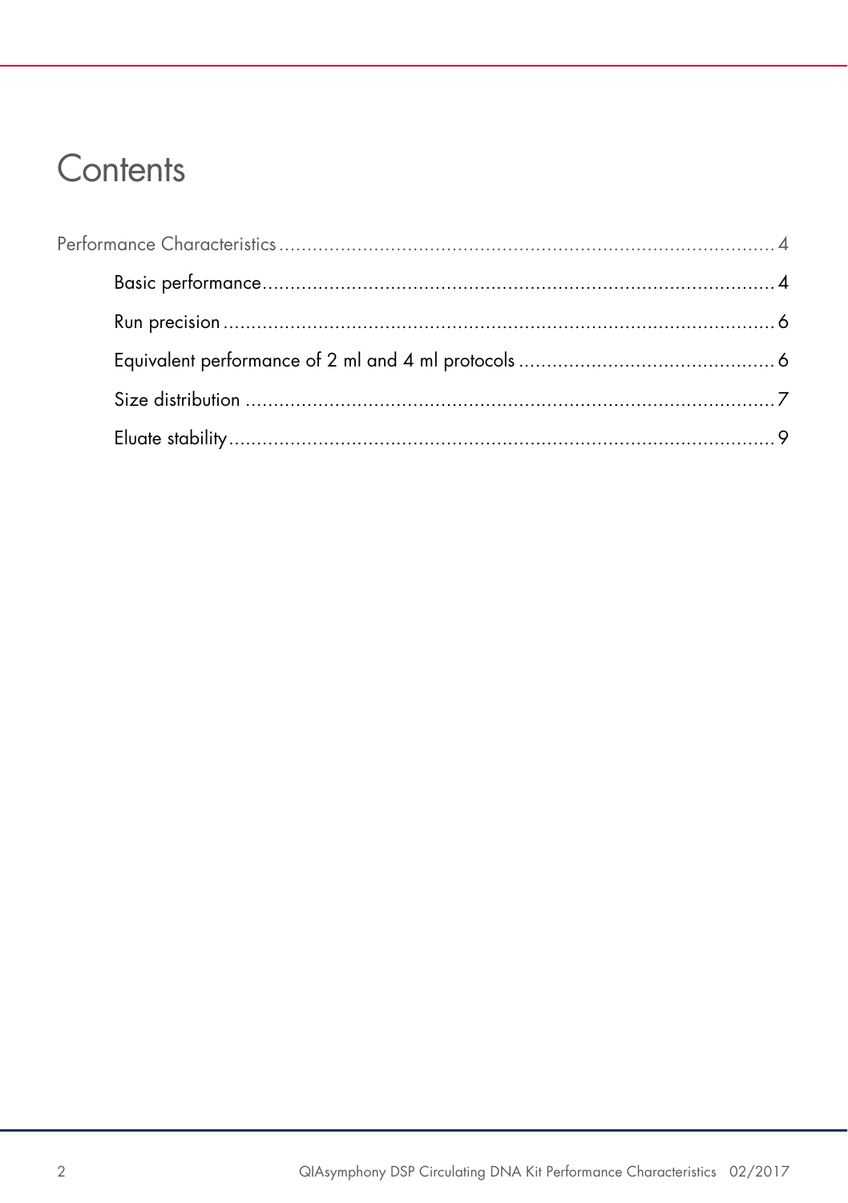# Contents

Performance Characteristics ........................................................................................ 4

- Basic performance........................................................................................... 4
- Run precision .................................................................................................. 6
- Equivalent performance of 2 ml and 4 ml protocols ............................................. 6
- Size distribution ............................................................................................... 7
- Eluate stability.................................................................................................. 9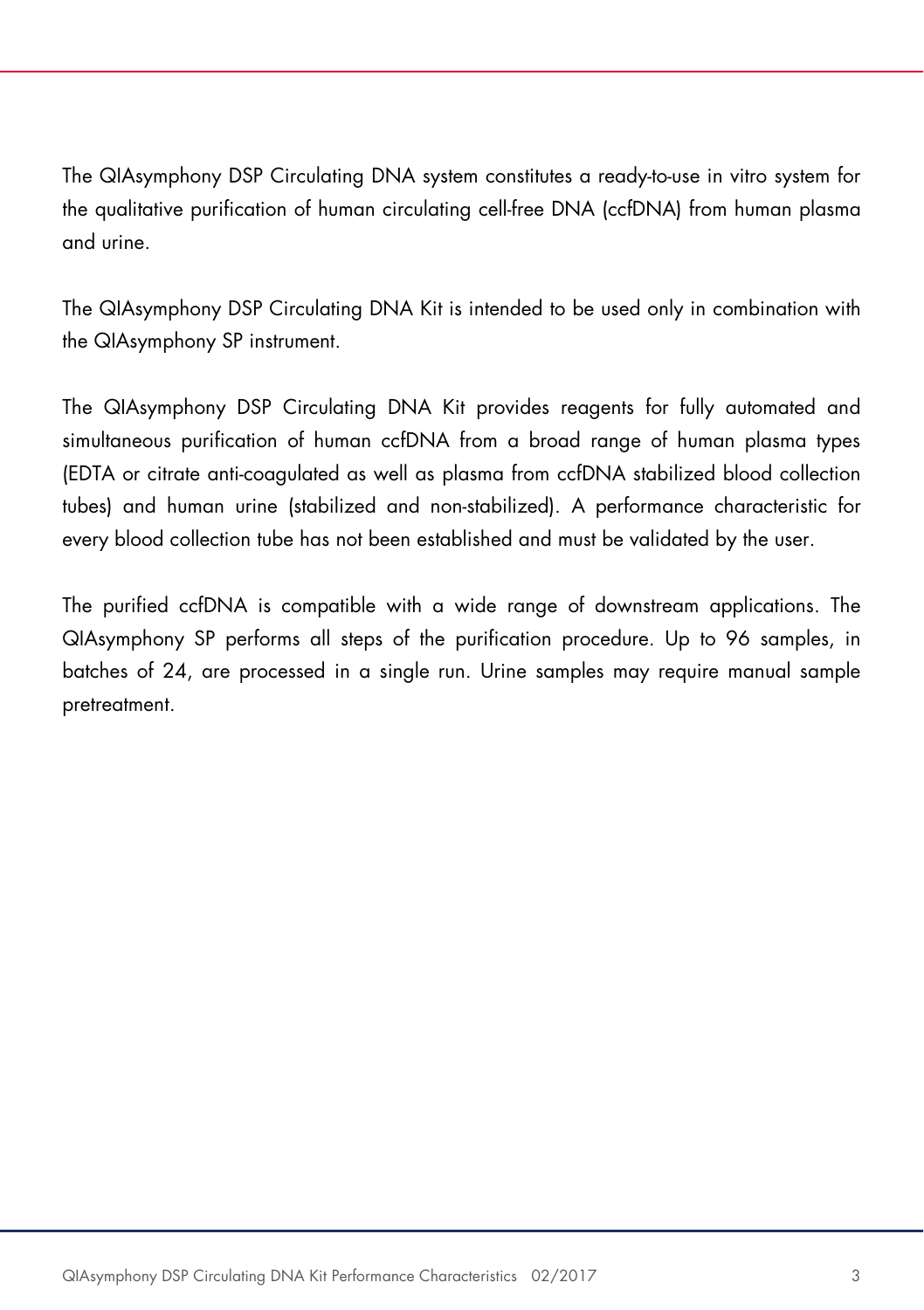The QIAsymphony DSP Circulating DNA system constitutes a ready-to-use in vitro system for the qualitative purification of human circulating cell-free DNA (ccfDNA) from human plasma and urine.

The QIAsymphony DSP Circulating DNA Kit is intended to be used only in combination with the QIAsymphony SP instrument.

The QIAsymphony DSP Circulating DNA Kit provides reagents for fully automated and simultaneous purification of human ccfDNA from a broad range of human plasma types (EDTA or citrate anti-coagulated as well as plasma from ccfDNA stabilized blood collection tubes) and human urine (stabilized and non-stabilized). A performance characteristic for every blood collection tube has not been established and must be validated by the user.

The purified ccfDNA is compatible with a wide range of downstream applications. The QIAsymphony SP performs all steps of the purification procedure. Up to 96 samples, in batches of 24, are processed in a single run. Urine samples may require manual sample pretreatment.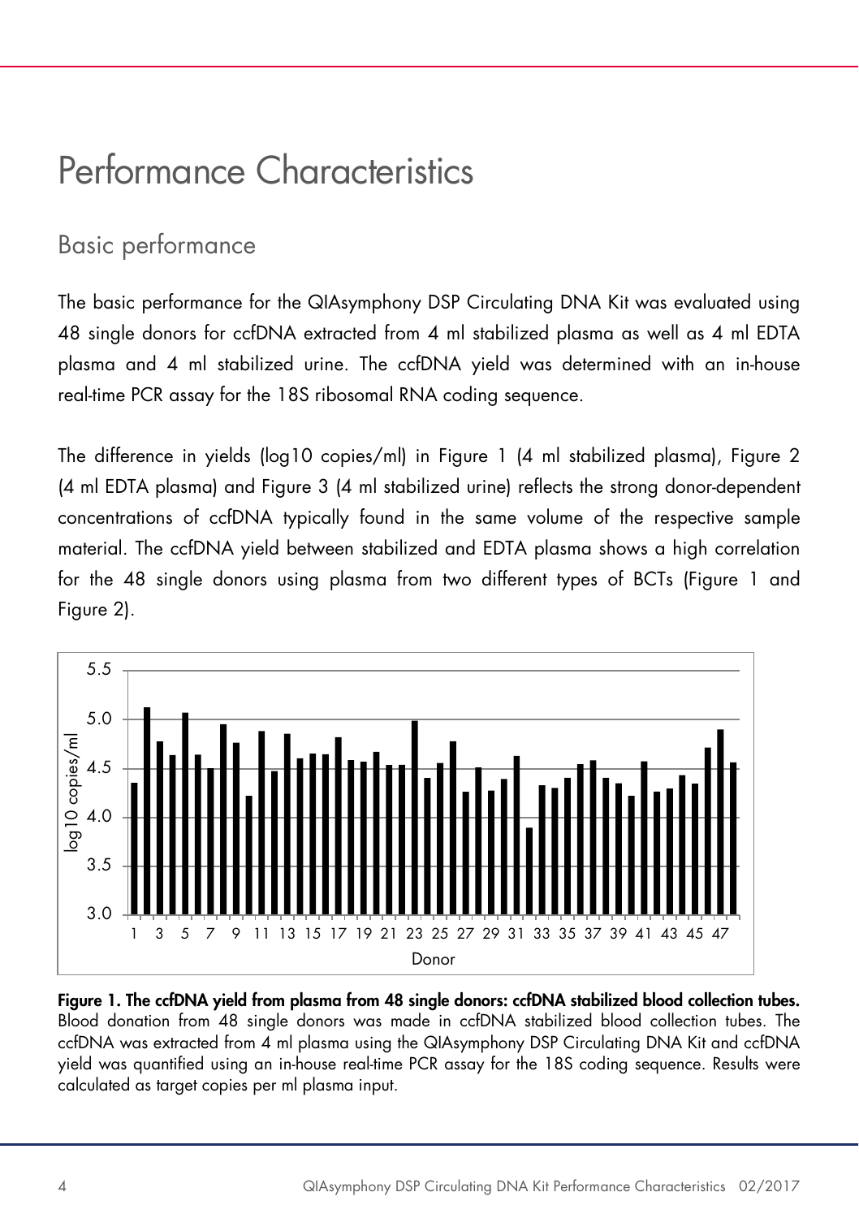# Performance Characteristics

## Basic performance

The basic performance for the QIAsymphony DSP Circulating DNA Kit was evaluated using 48 single donors for ccfDNA extracted from 4 ml stabilized plasma as well as 4 ml EDTA plasma and 4 ml stabilized urine. The ccfDNA yield was determined with an in-house real-time PCR assay for the 18S ribosomal RNA coding sequence.

The difference in yields (log10 copies/ml) in Figure 1 (4 ml stabilized plasma), Figure 2 (4 ml EDTA plasma) and Figure 3 (4 ml stabilized urine) reflects the strong donor-dependent concentrations of ccfDNA typically found in the same volume of the respective sample material. The ccfDNA yield between stabilized and EDTA plasma shows a high correlation for the 48 single donors using plasma from two different types of BCTs (Figure 1 and Figure 2).

**Figure 1. The ccfDNA yield from plasma from 48 single donors: ccfDNA stabilized blood collection tubes.** Blood donation from 48 single donors was made in ccfDNA stabilized blood collection tubes. The ccfDNA was extracted from 4 ml plasma using the QIAsymphony DSP Circulating DNA Kit and ccfDNA yield was quantified using an in-house real-time PCR assay for the 18S coding sequence. Results were calculated as target copies per ml plasma input.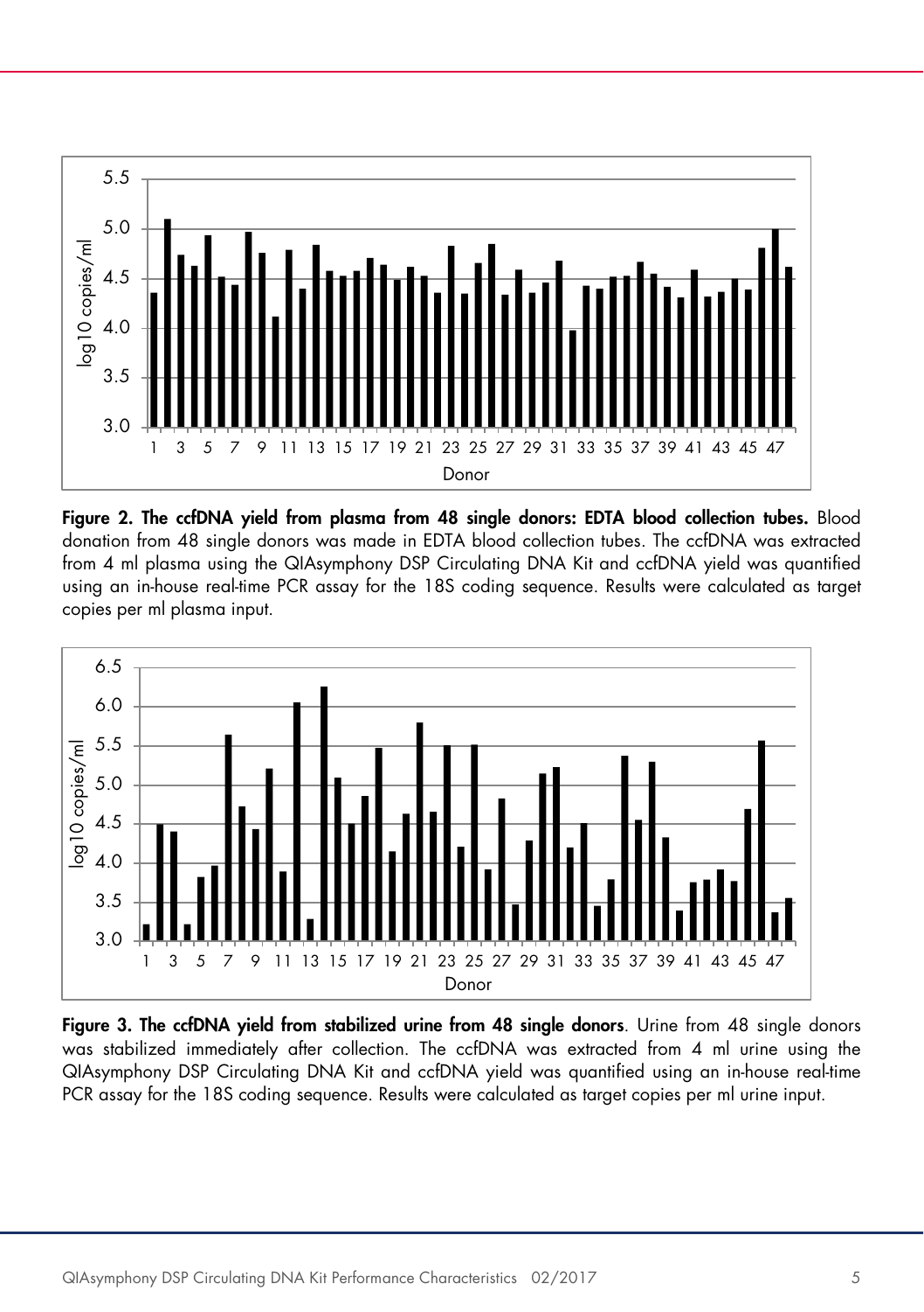**Figure 2. The ccfDNA yield from plasma from 48 single donors: EDTA blood collection tubes.** Blood donation from 48 single donors was made in EDTA blood collection tubes. The ccfDNA was extracted from 4 ml plasma using the QIAsymphony DSP Circulating DNA Kit and ccfDNA yield was quantified using an in-house real-time PCR assay for the 18S coding sequence. Results were calculated as target copies per ml plasma input.

**Figure 3. The ccfDNA yield from stabilized urine from 48 single donors**. Urine from 48 single donors was stabilized immediately after collection. The ccfDNA was extracted from 4 ml urine using the QIAsymphony DSP Circulating DNA Kit and ccfDNA yield was quantified using an in-house real-time PCR assay for the 18S coding sequence. Results were calculated as target copies per ml urine input.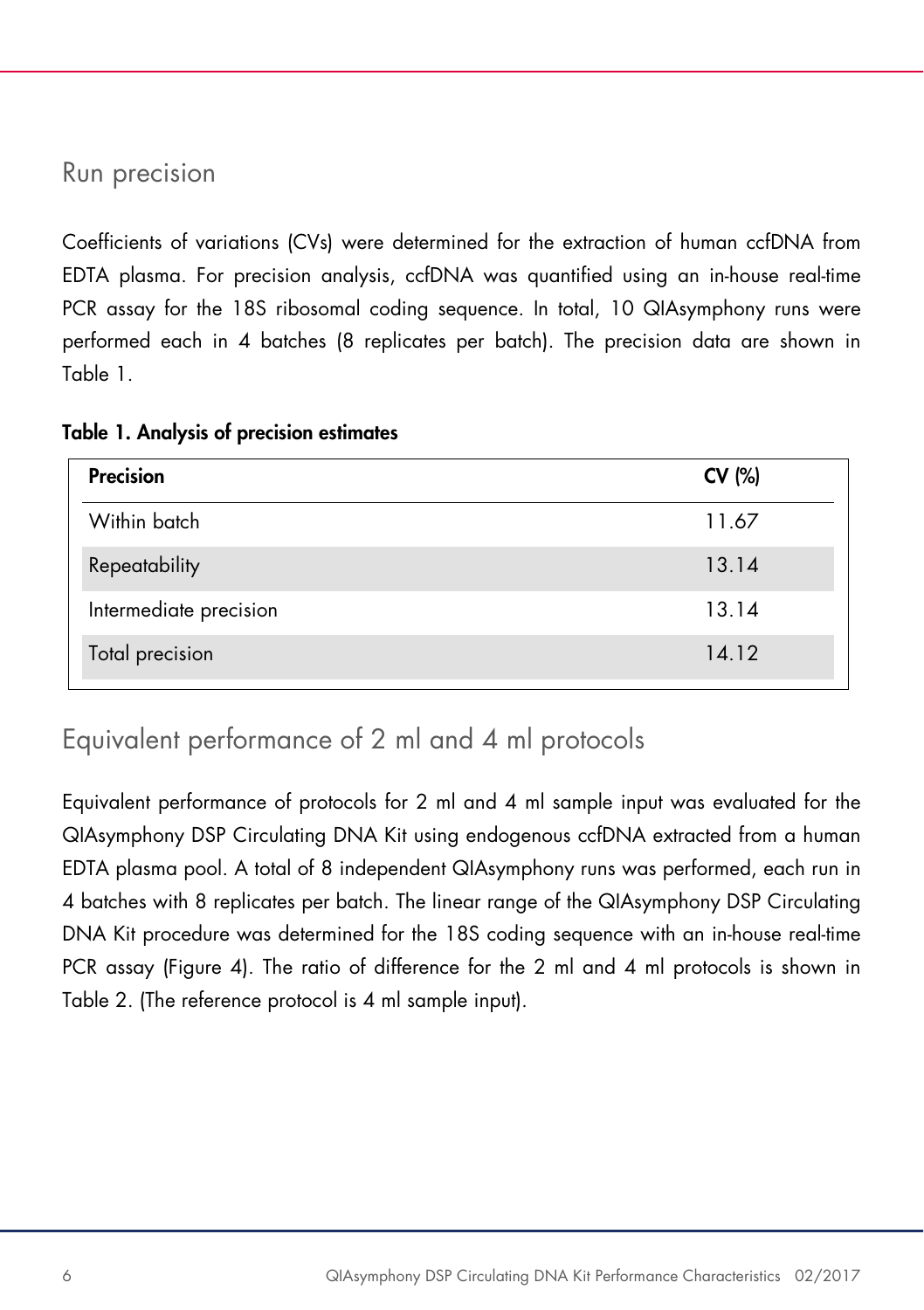## Run precision

Coefficients of variations (CVs) were determined for the extraction of human ccfDNA from EDTA plasma. For precision analysis, ccfDNA was quantified using an in-house real-time PCR assay for the 18S ribosomal coding sequence. In total, 10 QIAsymphony runs were performed each in 4 batches (8 replicates per batch). The precision data are shown in Table 1.

**Table 1. Analysis of precision estimates**

| Precision | CV (%) |
|---|---|
| Within batch | 11.67 |
| Repeatability | 13.14 |
| Intermediate precision | 13.14 |
| Total precision | 14.12 |

## Equivalent performance of 2 ml and 4 ml protocols

Equivalent performance of protocols for 2 ml and 4 ml sample input was evaluated for the QIAsymphony DSP Circulating DNA Kit using endogenous ccfDNA extracted from a human EDTA plasma pool. A total of 8 independent QIAsymphony runs was performed, each run in 4 batches with 8 replicates per batch. The linear range of the QIAsymphony DSP Circulating DNA Kit procedure was determined for the 18S coding sequence with an in-house real-time PCR assay (Figure 4). The ratio of difference for the 2 ml and 4 ml protocols is shown in Table 2. (The reference protocol is 4 ml sample input).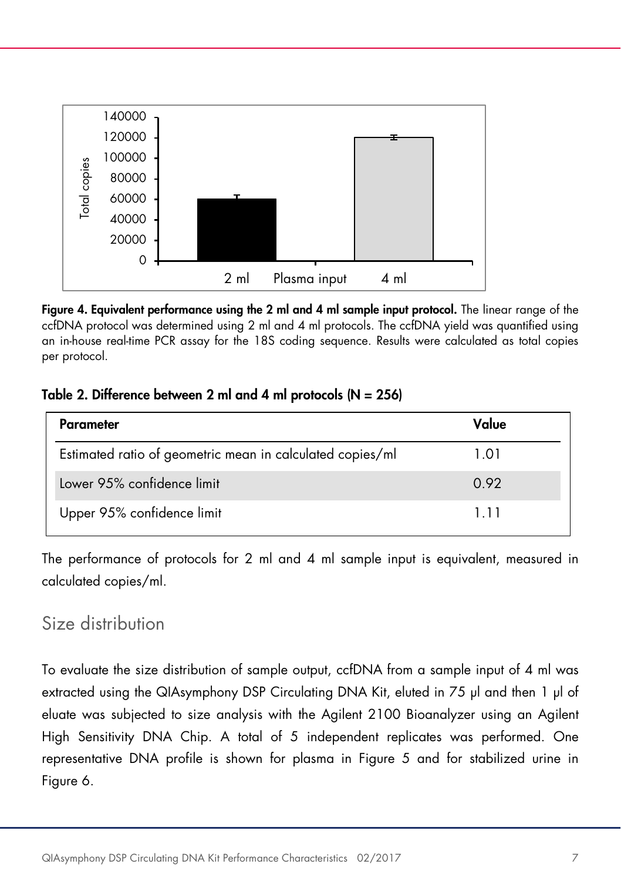**Figure 4. Equivalent performance using the 2 ml and 4 ml sample input protocol.** The linear range of the ccfDNA protocol was determined using 2 ml and 4 ml protocols. The ccfDNA yield was quantified using an in-house real-time PCR assay for the 18S coding sequence. Results were calculated as total copies per protocol.

**Table 2. Difference between 2 ml and 4 ml protocols (N = 256)**

| Parameter | Value |
|---|---|
| Estimated ratio of geometric mean in calculated copies/ml | 1.01 |
| Lower 95% confidence limit | 0.92 |
| Upper 95% confidence limit | 1.11 |

The performance of protocols for 2 ml and 4 ml sample input is equivalent, measured in calculated copies/ml.

## Size distribution

To evaluate the size distribution of sample output, ccfDNA from a sample input of 4 ml was extracted using the QIAsymphony DSP Circulating DNA Kit, eluted in 75 µl and then 1 µl of eluate was subjected to size analysis with the Agilent 2100 Bioanalyzer using an Agilent High Sensitivity DNA Chip. A total of 5 independent replicates was performed. One representative DNA profile is shown for plasma in Figure 5 and for stabilized urine in Figure 6.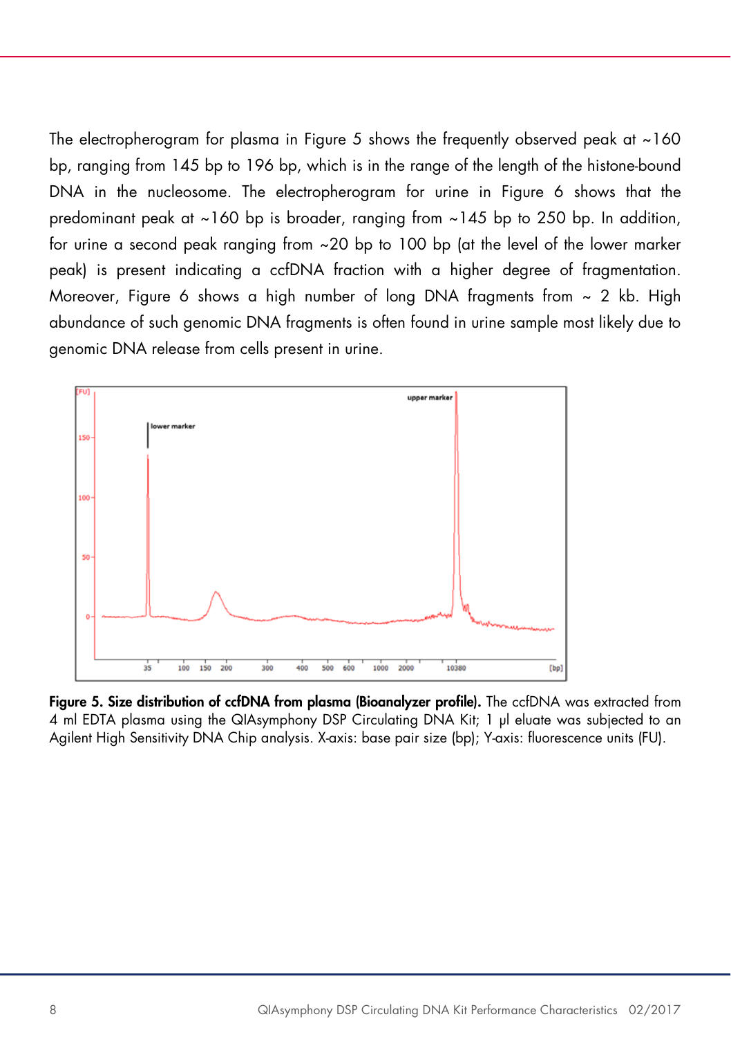The electropherogram for plasma in Figure 5 shows the frequently observed peak at ~160 bp, ranging from 145 bp to 196 bp, which is in the range of the length of the histone-bound DNA in the nucleosome. The electropherogram for urine in Figure 6 shows that the predominant peak at ~160 bp is broader, ranging from ~145 bp to 250 bp. In addition, for urine a second peak ranging from ~20 bp to 100 bp (at the level of the lower marker peak) is present indicating a ccfDNA fraction with a higher degree of fragmentation. Moreover, Figure 6 shows a high number of long DNA fragments from ~ 2 kb. High abundance of such genomic DNA fragments is often found in urine sample most likely due to genomic DNA release from cells present in urine.

**Figure 5. Size distribution of ccfDNA from plasma (Bioanalyzer profile).** The ccfDNA was extracted from 4 ml EDTA plasma using the QIAsymphony DSP Circulating DNA Kit; 1 µl eluate was subjected to an Agilent High Sensitivity DNA Chip analysis. X-axis: base pair size (bp); Y-axis: fluorescence units (FU).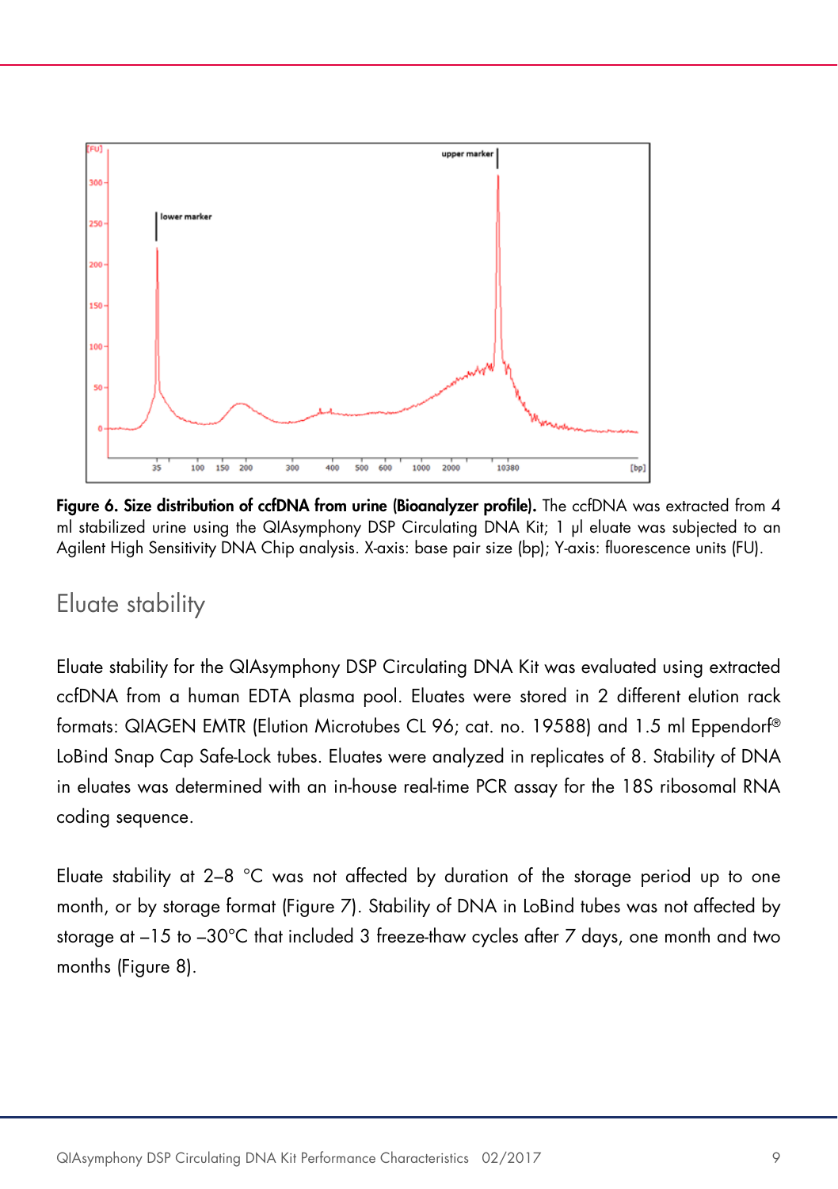**Figure 6. Size distribution of ccfDNA from urine (Bioanalyzer profile).** The ccfDNA was extracted from 4 ml stabilized urine using the QIAsymphony DSP Circulating DNA Kit; 1 µl eluate was subjected to an Agilent High Sensitivity DNA Chip analysis. X-axis: base pair size (bp); Y-axis: fluorescence units (FU).

## Eluate stability

Eluate stability for the QIAsymphony DSP Circulating DNA Kit was evaluated using extracted ccfDNA from a human EDTA plasma pool. Eluates were stored in 2 different elution rack formats: QIAGEN EMTR (Elution Microtubes CL 96; cat. no. 19588) and 1.5 ml Eppendorf® LoBind Snap Cap Safe-Lock tubes. Eluates were analyzed in replicates of 8. Stability of DNA in eluates was determined with an in-house real-time PCR assay for the 18S ribosomal RNA coding sequence.

Eluate stability at 2–8 °C was not affected by duration of the storage period up to one month, or by storage format (Figure 7). Stability of DNA in LoBind tubes was not affected by storage at –15 to –30°C that included 3 freeze-thaw cycles after 7 days, one month and two months (Figure 8).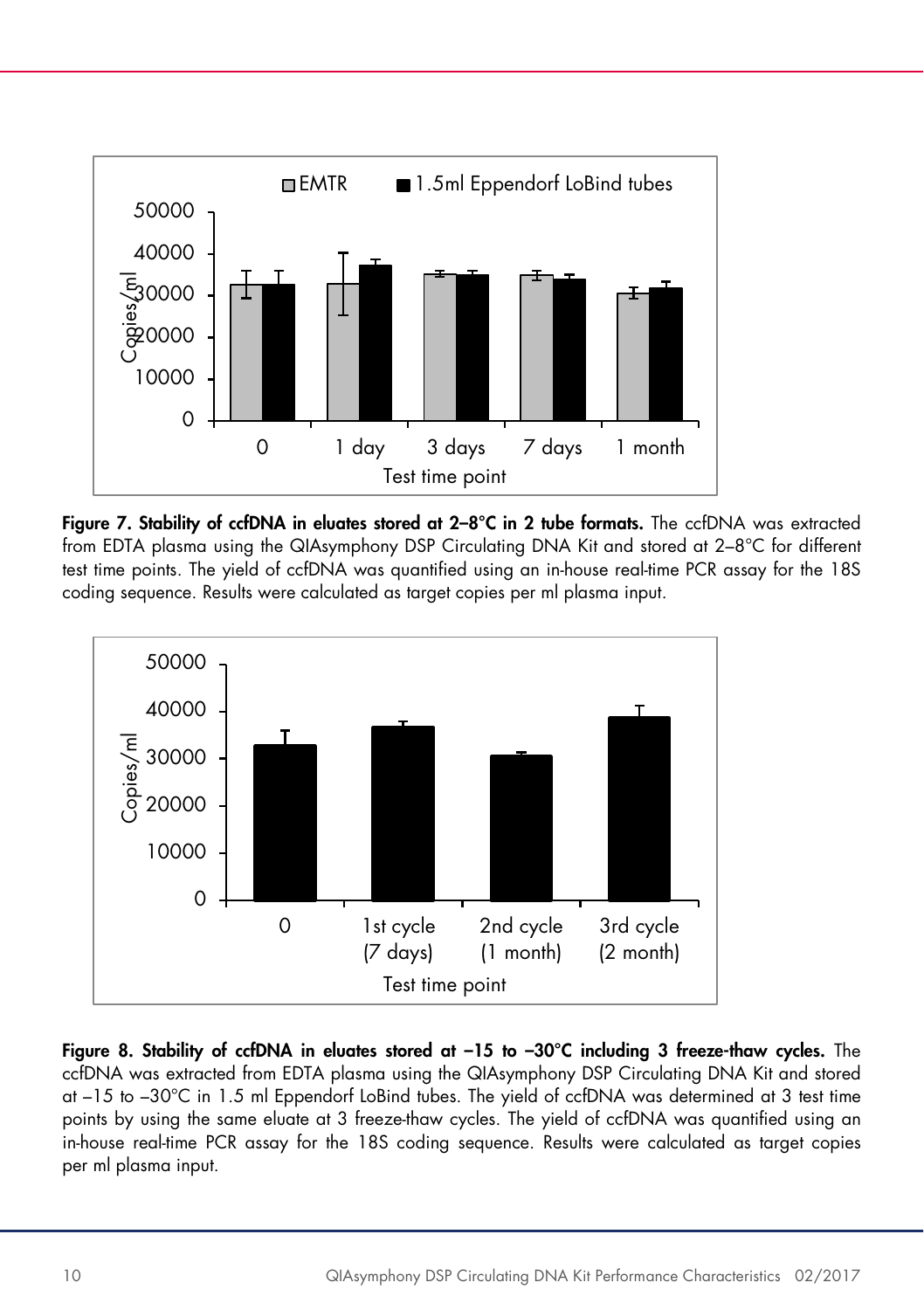**Figure 7. Stability of ccfDNA in eluates stored at 2–8°C in 2 tube formats.** The ccfDNA was extracted from EDTA plasma using the QIAsymphony DSP Circulating DNA Kit and stored at 2–8°C for different test time points. The yield of ccfDNA was quantified using an in-house real-time PCR assay for the 18S coding sequence. Results were calculated as target copies per ml plasma input.

**Figure 8. Stability of ccfDNA in eluates stored at –15 to –30°C including 3 freeze-thaw cycles.** The ccfDNA was extracted from EDTA plasma using the QIAsymphony DSP Circulating DNA Kit and stored at –15 to –30°C in 1.5 ml Eppendorf LoBind tubes. The yield of ccfDNA was determined at 3 test time points by using the same eluate at 3 freeze-thaw cycles. The yield of ccfDNA was quantified using an in-house real-time PCR assay for the 18S coding sequence. Results were calculated as target copies per ml plasma input.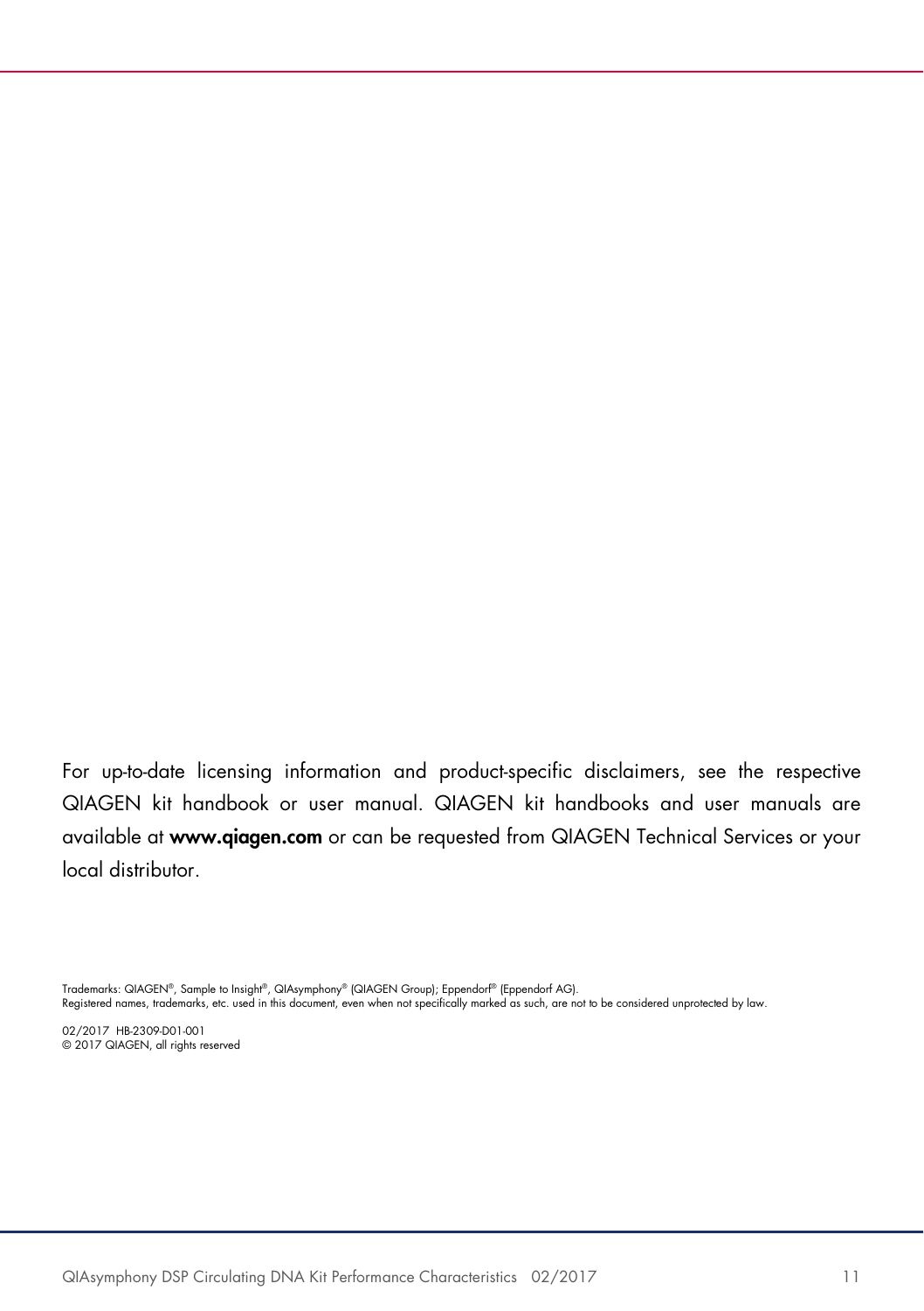For up-to-date licensing information and product-specific disclaimers, see the respective QIAGEN kit handbook or user manual. QIAGEN kit handbooks and user manuals are available at **www.qiagen.com** or can be requested from QIAGEN Technical Services or your local distributor.

Trademarks: QIAGEN®, Sample to Insight®, QIAsymphony® (QIAGEN Group); Eppendorf® (Eppendorf AG).
Registered names, trademarks, etc. used in this document, even when not specifically marked as such, are not to be considered unprotected by law.

02/2017 HB-2309-D01-001
© 2017 QIAGEN, all rights reserved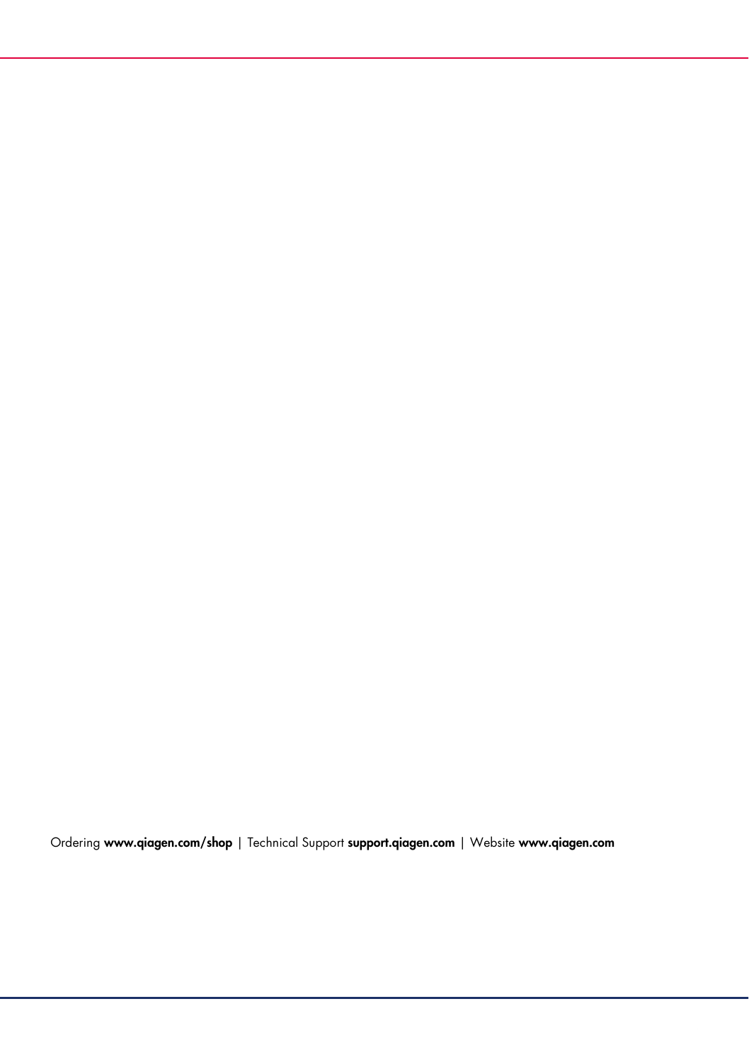Ordering **www.qiagen.com/shop** | Technical Support **support.qiagen.com** | Website **www.qiagen.com**